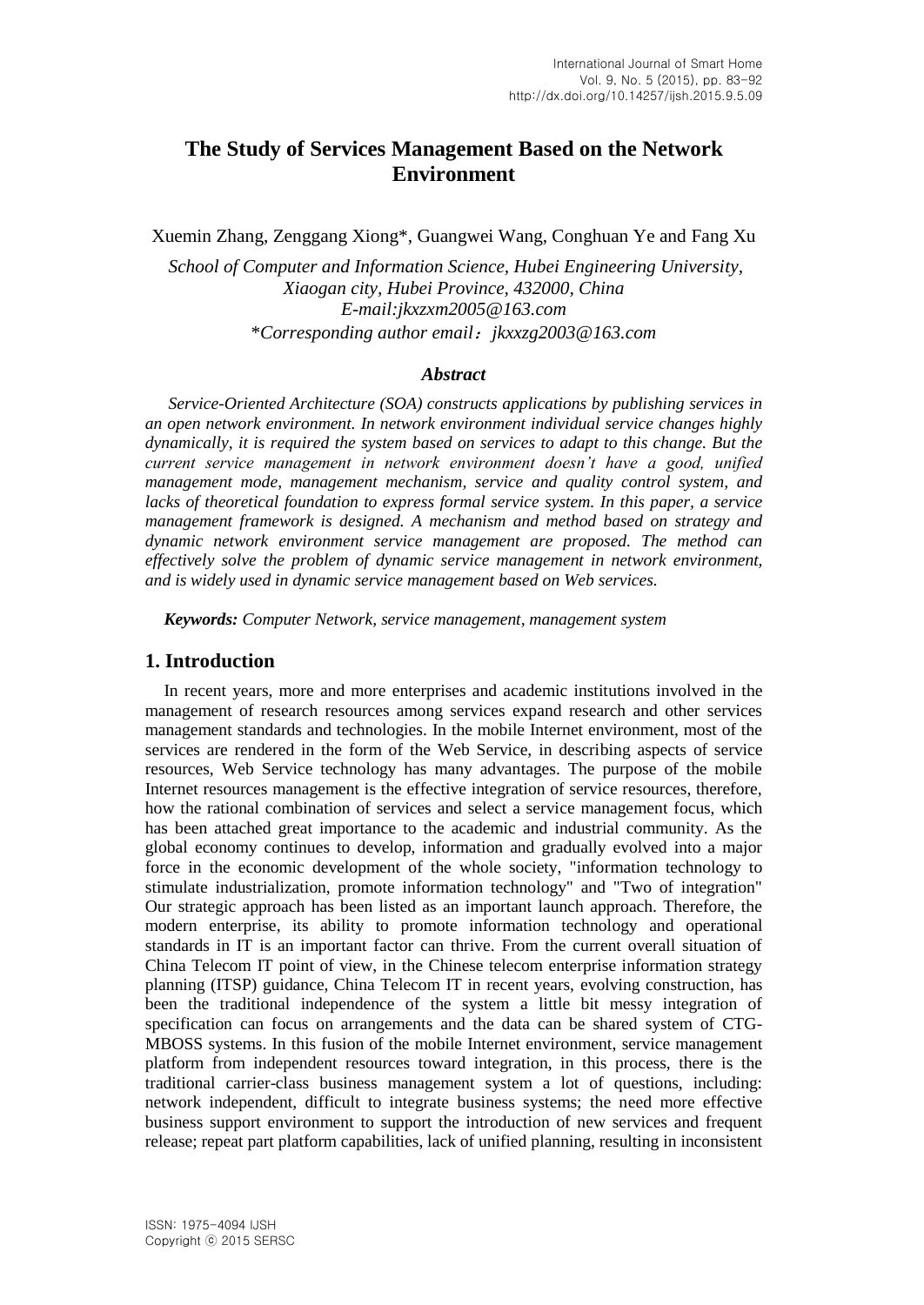# The Study of Services Management Based on the Network Environment

Xuemin Zhang, Zenggang Xiong*, Guangwei Wang, Conghuan Ye and Fang Xu

*School of Computer and Information Science, Hubei Engineering University, Xiaogan city, Hubei Province, 432000, China*
*E-mail:jkxzxm2005@163.com*
*\*Corresponding author email：jkxxzg2003@163.com*

### *Abstract*

*Service-Oriented Architecture (SOA) constructs applications by publishing services in an open network environment. In network environment individual service changes highly dynamically, it is required the system based on services to adapt to this change. But the current service management in network environment doesn't have a good, unified management mode, management mechanism, service and quality control system, and lacks of theoretical foundation to express formal service system. In this paper, a service management framework is designed. A mechanism and method based on strategy and dynamic network environment service management are proposed. The method can effectively solve the problem of dynamic service management in network environment, and is widely used in dynamic service management based on Web services.*

***Keywords:*** *Computer Network, service management, management system*

## 1. Introduction

In recent years, more and more enterprises and academic institutions involved in the management of research resources among services expand research and other services management standards and technologies. In the mobile Internet environment, most of the services are rendered in the form of the Web Service, in describing aspects of service resources, Web Service technology has many advantages. The purpose of the mobile Internet resources management is the effective integration of service resources, therefore, how the rational combination of services and select a service management focus, which has been attached great importance to the academic and industrial community. As the global economy continues to develop, information and gradually evolved into a major force in the economic development of the whole society, "information technology to stimulate industrialization, promote information technology" and "Two of integration" Our strategic approach has been listed as an important launch approach. Therefore, the modern enterprise, its ability to promote information technology and operational standards in IT is an important factor can thrive. From the current overall situation of China Telecom IT point of view, in the Chinese telecom enterprise information strategy planning (ITSP) guidance, China Telecom IT in recent years, evolving construction, has been the traditional independence of the system a little bit messy integration of specification can focus on arrangements and the data can be shared system of CTG-MBOSS systems. In this fusion of the mobile Internet environment, service management platform from independent resources toward integration, in this process, there is the traditional carrier-class business management system a lot of questions, including: network independent, difficult to integrate business systems; the need more effective business support environment to support the introduction of new services and frequent release; repeat part platform capabilities, lack of unified planning, resulting in inconsistent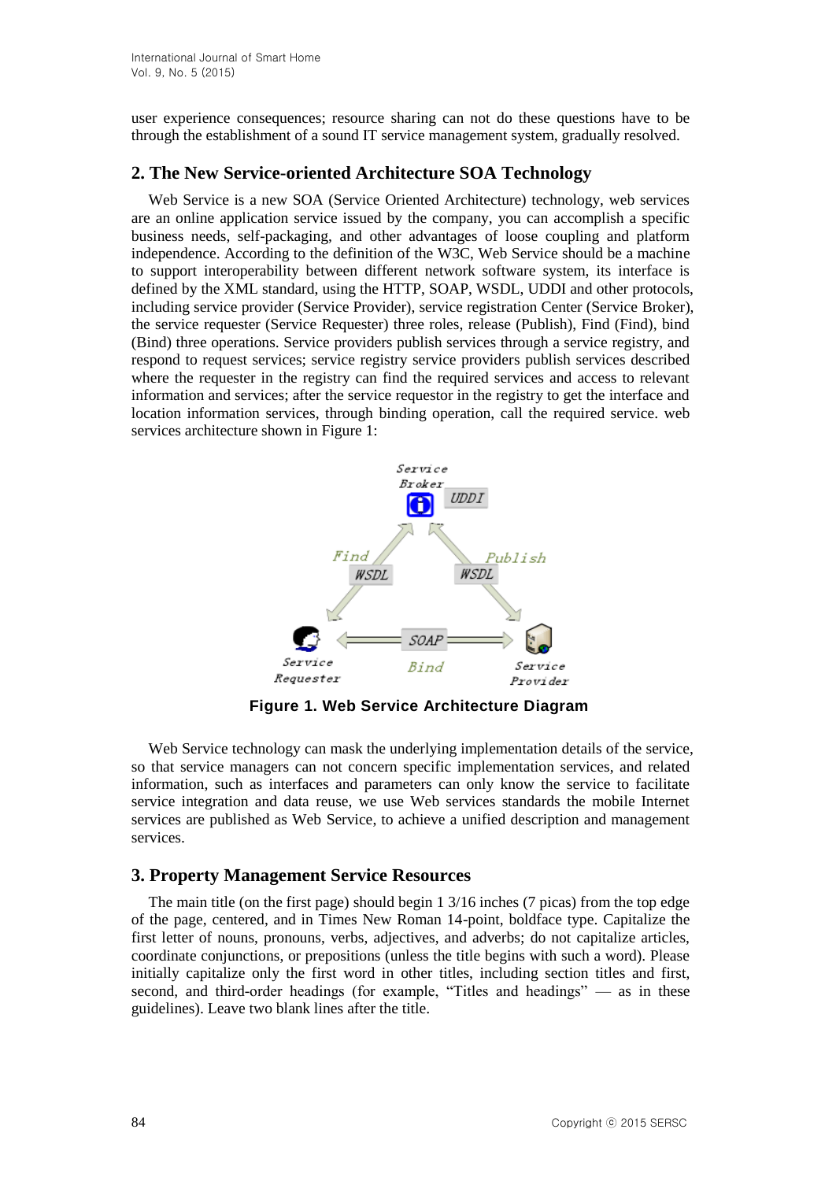user experience consequences; resource sharing can not do these questions have to be through the establishment of a sound IT service management system, gradually resolved.

## 2. The New Service-oriented Architecture SOA Technology

Web Service is a new SOA (Service Oriented Architecture) technology, web services are an online application service issued by the company, you can accomplish a specific business needs, self-packaging, and other advantages of loose coupling and platform independence. According to the definition of the W3C, Web Service should be a machine to support interoperability between different network software system, its interface is defined by the XML standard, using the HTTP, SOAP, WSDL, UDDI and other protocols, including service provider (Service Provider), service registration Center (Service Broker), the service requester (Service Requester) three roles, release (Publish), Find (Find), bind (Bind) three operations. Service providers publish services through a service registry, and respond to request services; service registry service providers publish services described where the requester in the registry can find the required services and access to relevant information and services; after the service requestor in the registry to get the interface and location information services, through binding operation, call the required service. web services architecture shown in Figure 1:

**Figure 1. Web Service Architecture Diagram**

Web Service technology can mask the underlying implementation details of the service, so that service managers can not concern specific implementation services, and related information, such as interfaces and parameters can only know the service to facilitate service integration and data reuse, we use Web services standards the mobile Internet services are published as Web Service, to achieve a unified description and management services.

## 3. Property Management Service Resources

The main title (on the first page) should begin 1 3/16 inches (7 picas) from the top edge of the page, centered, and in Times New Roman 14-point, boldface type. Capitalize the first letter of nouns, pronouns, verbs, adjectives, and adverbs; do not capitalize articles, coordinate conjunctions, or prepositions (unless the title begins with such a word). Please initially capitalize only the first word in other titles, including section titles and first, second, and third-order headings (for example, "Titles and headings" — as in these guidelines). Leave two blank lines after the title.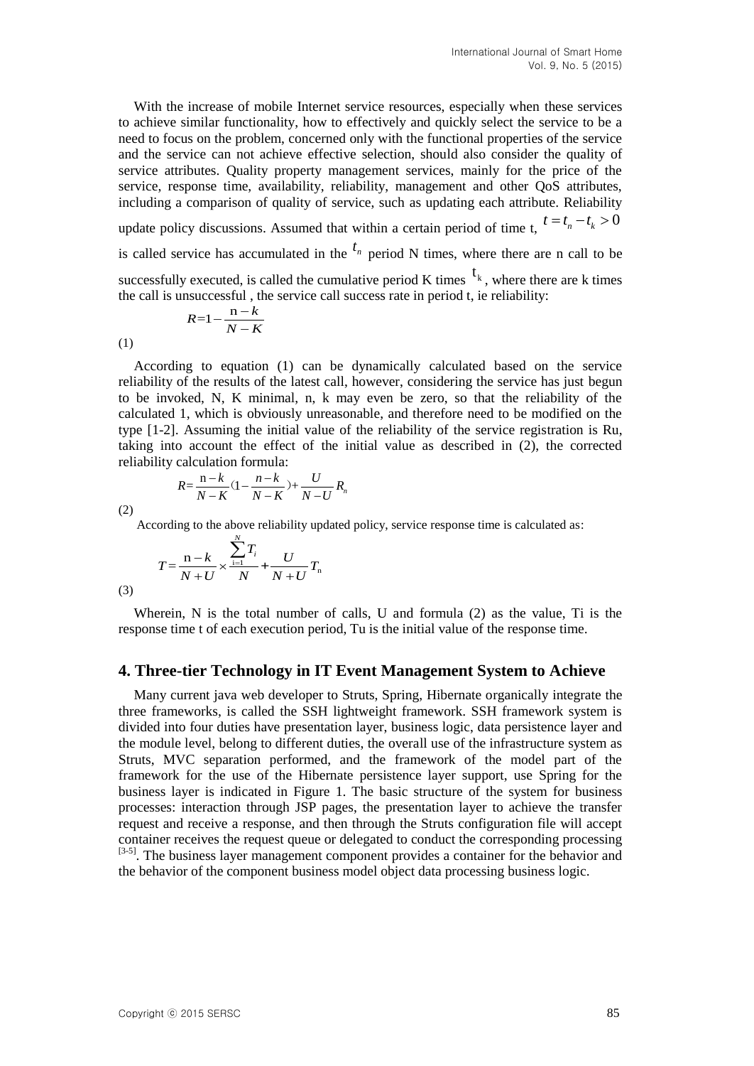With the increase of mobile Internet service resources, especially when these services to achieve similar functionality, how to effectively and quickly select the service to be a need to focus on the problem, concerned only with the functional properties of the service and the service can not achieve effective selection, should also consider the quality of service attributes. Quality property management services, mainly for the price of the service, response time, availability, reliability, management and other QoS attributes, including a comparison of quality of service, such as updating each attribute. Reliability update policy discussions. Assumed that within a certain period of time t, $t = t_n - t_k > 0$ is called service has accumulated in the $t_n$ period N times, where there are n call to be successfully executed, is called the cumulative period K times $t_k$, where there are k times the call is unsuccessful , the service call success rate in period t, ie reliability:

$$R = 1 - \frac{n-k}{N-K} \tag{1}$$

According to equation (1) can be dynamically calculated based on the service reliability of the results of the latest call, however, considering the service has just begun to be invoked, N, K minimal, n, k may even be zero, so that the reliability of the calculated 1, which is obviously unreasonable, and therefore need to be modified on the type [1-2]. Assuming the initial value of the reliability of the service registration is Ru, taking into account the effect of the initial value as described in (2), the corrected reliability calculation formula:

$$R = \frac{n-k}{N-K}\left(1 - \frac{n-k}{N-K}\right) + \frac{U}{N-U} R_n \tag{2}$$

According to the above reliability updated policy, service response time is calculated as:

$$T = \frac{n-k}{N+U} \times \frac{\sum_{i=1}^{N} T_i}{N} + \frac{U}{N+U} T_n \tag{3}$$

Wherein, N is the total number of calls, U and formula (2) as the value, Ti is the response time t of each execution period, Tu is the initial value of the response time.

## 4. Three-tier Technology in IT Event Management System to Achieve

Many current java web developer to Struts, Spring, Hibernate organically integrate the three frameworks, is called the SSH lightweight framework. SSH framework system is divided into four duties have presentation layer, business logic, data persistence layer and the module level, belong to different duties, the overall use of the infrastructure system as Struts, MVC separation performed, and the framework of the model part of the framework for the use of the Hibernate persistence layer support, use Spring for the business layer is indicated in Figure 1. The basic structure of the system for business processes: interaction through JSP pages, the presentation layer to achieve the transfer request and receive a response, and then through the Struts configuration file will accept container receives the request queue or delegated to conduct the corresponding processing [3-5]. The business layer management component provides a container for the behavior and the behavior of the component business model object data processing business logic.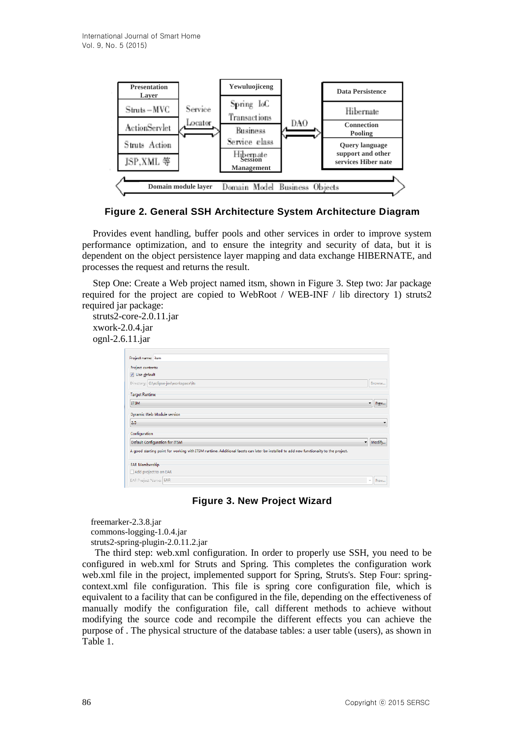Figure 2. General SSH Architecture System Architecture Diagram

Provides event handling, buffer pools and other services in order to improve system performance optimization, and to ensure the integrity and security of data, but it is dependent on the object persistence layer mapping and data exchange HIBERNATE, and processes the request and returns the result.

Step One: Create a Web project named itsm, shown in Figure 3. Step two: Jar package required for the project are copied to WebRoot / WEB-INF / lib directory 1) struts2 required jar package:

struts2-core-2.0.11.jar
xwork-2.0.4.jar
ognl-2.6.11.jar

Figure 3. New Project Wizard

freemarker-2.3.8.jar
commons-logging-1.0.4.jar
struts2-spring-plugin-2.0.11.2.jar

The third step: web.xml configuration. In order to properly use SSH, you need to be configured in web.xml for Struts and Spring. This completes the configuration work web.xml file in the project, implemented support for Spring, Struts's. Step Four: spring-context.xml file configuration. This file is spring core configuration file, which is equivalent to a facility that can be configured in the file, depending on the effectiveness of manually modify the configuration file, call different methods to achieve without modifying the source code and recompile the different effects you can achieve the purpose of . The physical structure of the database tables: a user table (users), as shown in Table 1.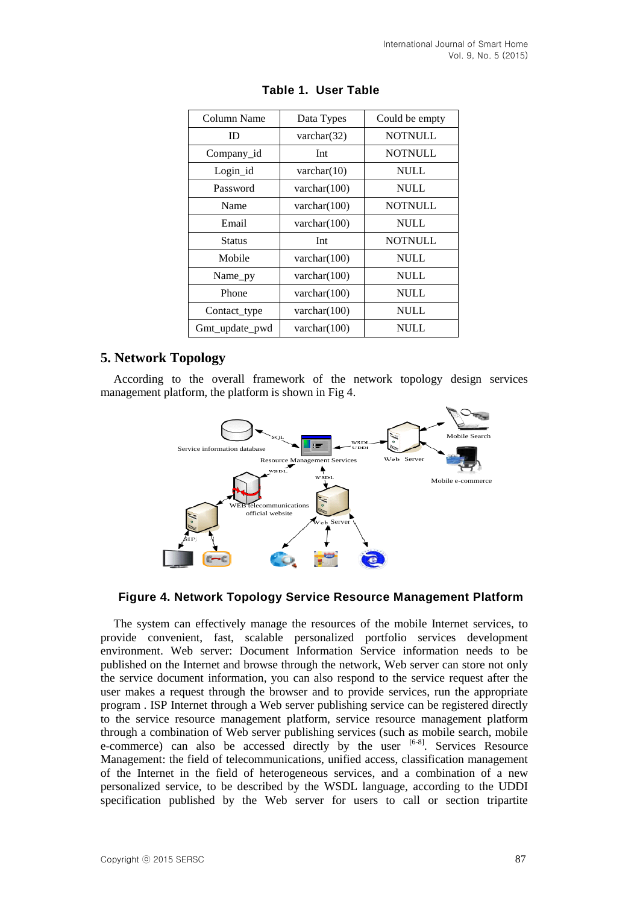**Table 1. User Table**

| Column Name | Data Types | Could be empty |
|---|---|---|
| ID | varchar(32) | NOTNULL |
| Company_id | Int | NOTNULL |
| Login_id | varchar(10) | NULL |
| Password | varchar(100) | NULL |
| Name | varchar(100) | NOTNULL |
| Email | varchar(100) | NULL |
| Status | Int | NOTNULL |
| Mobile | varchar(100) | NULL |
| Name_py | varchar(100) | NULL |
| Phone | varchar(100) | NULL |
| Contact_type | varchar(100) | NULL |
| Gmt_update_pwd | varchar(100) | NULL |

## 5. Network Topology

According to the overall framework of the network topology design services management platform, the platform is shown in Fig 4.

**Figure 4. Network Topology Service Resource Management Platform**

The system can effectively manage the resources of the mobile Internet services, to provide convenient, fast, scalable personalized portfolio services development environment. Web server: Document Information Service information needs to be published on the Internet and browse through the network, Web server can store not only the service document information, you can also respond to the service request after the user makes a request through the browser and to provide services, run the appropriate program . ISP Internet through a Web server publishing service can be registered directly to the service resource management platform, service resource management platform through a combination of Web server publishing services (such as mobile search, mobile e-commerce) can also be accessed directly by the user [6-8]. Services Resource Management: the field of telecommunications, unified access, classification management of the Internet in the field of heterogeneous services, and a combination of a new personalized service, to be described by the WSDL language, according to the UDDI specification published by the Web server for users to call or section tripartite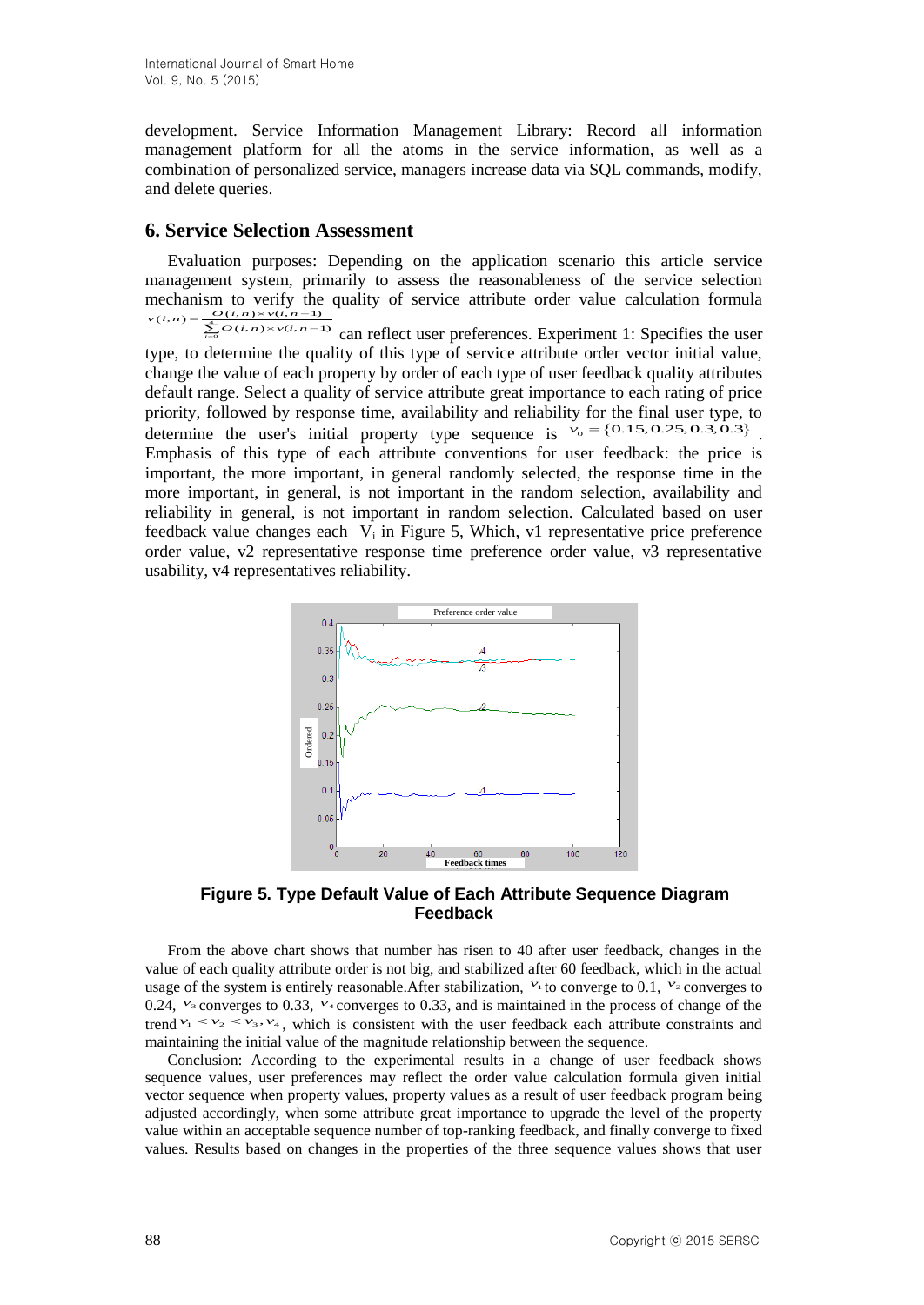development. Service Information Management Library: Record all information management platform for all the atoms in the service information, as well as a combination of personalized service, managers increase data via SQL commands, modify, and delete queries.

## 6. Service Selection Assessment

Evaluation purposes: Depending on the application scenario this article service management system, primarily to assess the reasonableness of the service selection mechanism to verify the quality of service attribute order value calculation formula $v(i,n) = \frac{O(i,n) \times v(i,n-1)}{\sum_{i=0}^{4} O(i,n) \times v(i,n-1)}$ can reflect user preferences. Experiment 1: Specifies the user type, to determine the quality of this type of service attribute order vector initial value, change the value of each property by order of each type of user feedback quality attributes default range. Select a quality of service attribute great importance to each rating of price priority, followed by response time, availability and reliability for the final user type, to determine the user's initial property type sequence is $v_0 = \{0.15, 0.25, 0.3, 0.3\}$. Emphasis of this type of each attribute conventions for user feedback: the price is important, the more important, in general randomly selected, the response time in the more important, in general, is not important in the random selection, availability and reliability in general, is not important in random selection. Calculated based on user feedback value changes each $V_i$ in Figure 5, Which, v1 representative price preference order value, v2 representative response time preference order value, v3 representative usability, v4 representatives reliability.

**Figure 5. Type Default Value of Each Attribute Sequence Diagram Feedback**

From the above chart shows that number has risen to 40 after user feedback, changes in the value of each quality attribute order is not big, and stabilized after 60 feedback, which in the actual usage of the system is entirely reasonable.After stabilization, $v_1$ to converge to 0.1, $v_2$ converges to 0.24, $v_3$ converges to 0.33, $v_4$ converges to 0.33, and is maintained in the process of change of the trend $v_1 < v_2 < v_3, v_4$, which is consistent with the user feedback each attribute constraints and maintaining the initial value of the magnitude relationship between the sequence.

Conclusion: According to the experimental results in a change of user feedback shows sequence values, user preferences may reflect the order value calculation formula given initial vector sequence when property values, property values as a result of user feedback program being adjusted accordingly, when some attribute great importance to upgrade the level of the property value within an acceptable sequence number of top-ranking feedback, and finally converge to fixed values. Results based on changes in the properties of the three sequence values shows that user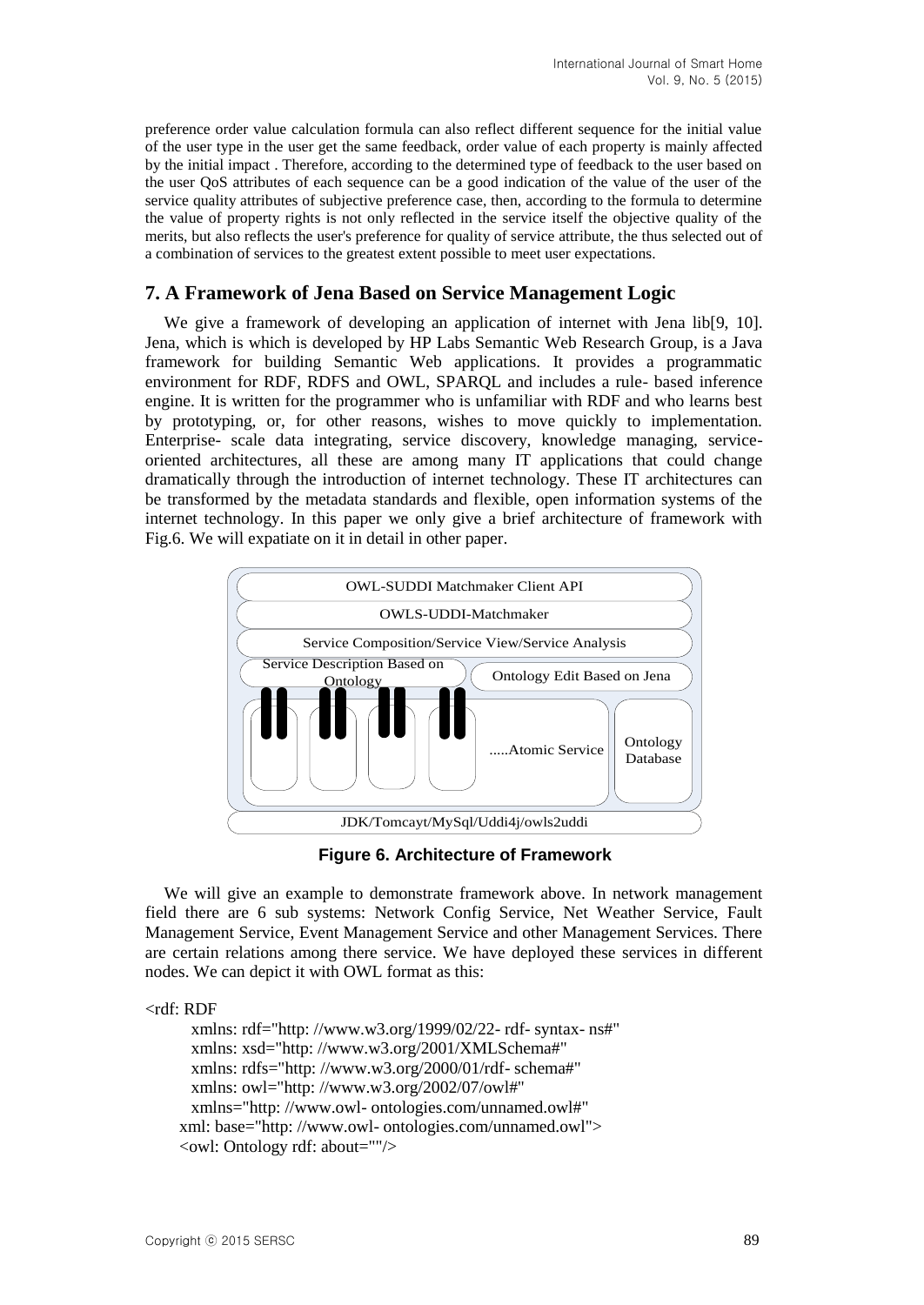preference order value calculation formula can also reflect different sequence for the initial value of the user type in the user get the same feedback, order value of each property is mainly affected by the initial impact . Therefore, according to the determined type of feedback to the user based on the user QoS attributes of each sequence can be a good indication of the value of the user of the service quality attributes of subjective preference case, then, according to the formula to determine the value of property rights is not only reflected in the service itself the objective quality of the merits, but also reflects the user's preference for quality of service attribute, the thus selected out of a combination of services to the greatest extent possible to meet user expectations.

## 7. A Framework of Jena Based on Service Management Logic

We give a framework of developing an application of internet with Jena lib[9, 10]. Jena, which is which is developed by HP Labs Semantic Web Research Group, is a Java framework for building Semantic Web applications. It provides a programmatic environment for RDF, RDFS and OWL, SPARQL and includes a rule- based inference engine. It is written for the programmer who is unfamiliar with RDF and who learns best by prototyping, or, for other reasons, wishes to move quickly to implementation. Enterprise- scale data integrating, service discovery, knowledge managing, service-oriented architectures, all these are among many IT applications that could change dramatically through the introduction of internet technology. These IT architectures can be transformed by the metadata standards and flexible, open information systems of the internet technology. In this paper we only give a brief architecture of framework with Fig.6. We will expatiate on it in detail in other paper.

OWL-SUDDI Matchmaker Client API

OWLS-UDDI-Matchmaker

Service Composition/Service View/Service Analysis

Service Description Based on Ontology

Ontology Edit Based on Jena

.....Atomic Service

Ontology Database

JDK/Tomcayt/MySql/Uddi4j/owls2uddi

**Figure 6. Architecture of Framework**

We will give an example to demonstrate framework above. In network management field there are 6 sub systems: Network Config Service, Net Weather Service, Fault Management Service, Event Management Service and other Management Services. There are certain relations among there service. We have deployed these services in different nodes. We can depict it with OWL format as this:

```
<rdf: RDF
    xmlns: rdf="http: //www.w3.org/1999/02/22- rdf- syntax- ns#"
    xmlns: xsd="http: //www.w3.org/2001/XMLSchema#"
    xmlns: rdfs="http: //www.w3.org/2000/01/rdf- schema#"
    xmlns: owl="http: //www.w3.org/2002/07/owl#"
    xmlns="http: //www.owl- ontologies.com/unnamed.owl#"
  xml: base="http: //www.owl- ontologies.com/unnamed.owl">
  <owl: Ontology rdf: about=""/>
```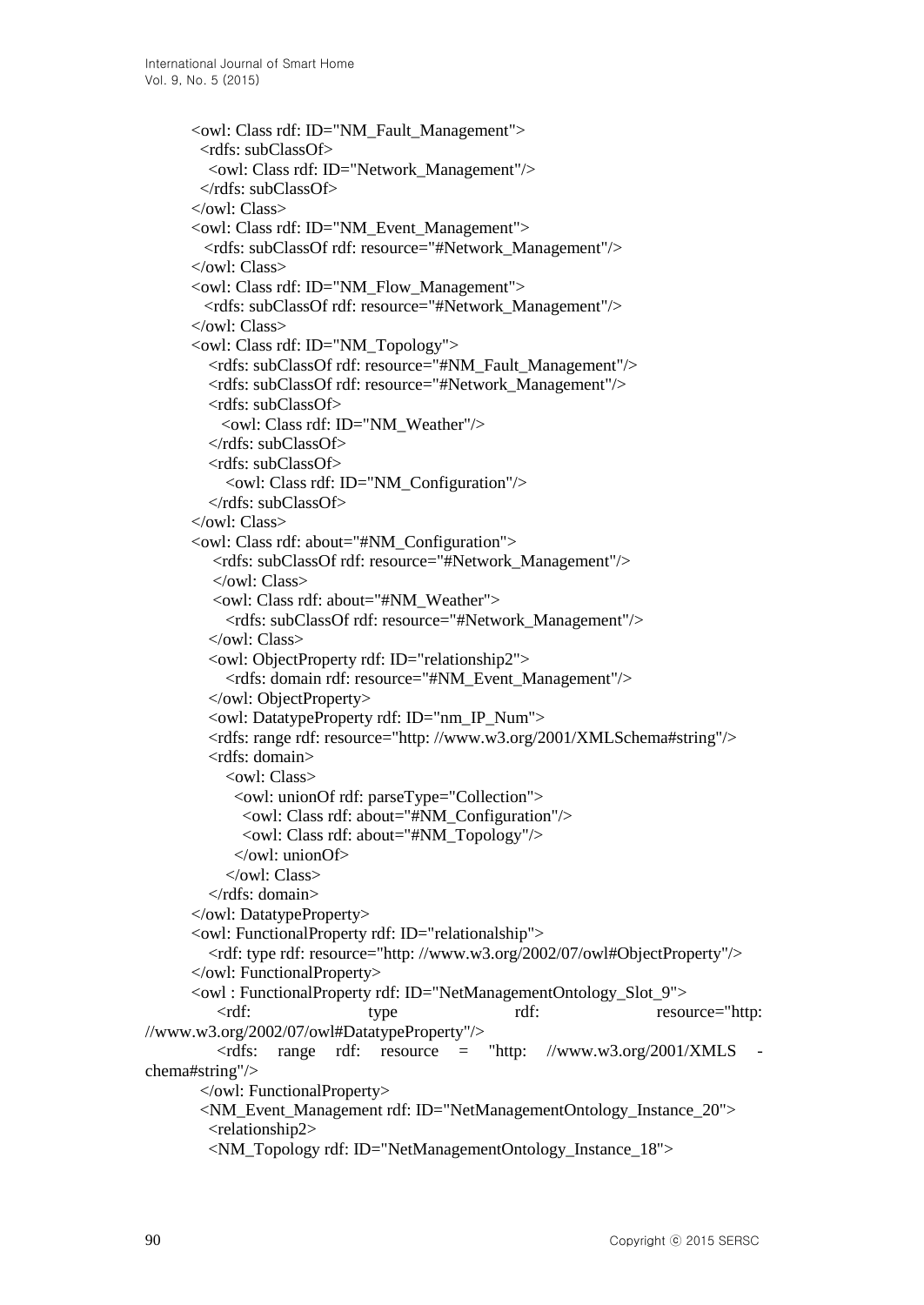```
<owl: Class rdf: ID="NM_Fault_Management">
  <rdfs: subClassOf>
    <owl: Class rdf: ID="Network_Management"/>
  </rdfs: subClassOf>
</owl: Class>
<owl: Class rdf: ID="NM_Event_Management">
  <rdfs: subClassOf rdf: resource="#Network_Management"/>
</owl: Class>
<owl: Class rdf: ID="NM_Flow_Management">
  <rdfs: subClassOf rdf: resource="#Network_Management"/>
</owl: Class>
<owl: Class rdf: ID="NM_Topology">
    <rdfs: subClassOf rdf: resource="#NM_Fault_Management"/>
    <rdfs: subClassOf rdf: resource="#Network_Management"/>
    <rdfs: subClassOf>
      <owl: Class rdf: ID="NM_Weather"/>
    </rdfs: subClassOf>
    <rdfs: subClassOf>
       <owl: Class rdf: ID="NM_Configuration"/>
    </rdfs: subClassOf>
</owl: Class>
<owl: Class rdf: about="#NM_Configuration">
     <rdfs: subClassOf rdf: resource="#Network_Management"/>
     </owl: Class>
     <owl: Class rdf: about="#NM_Weather">
       <rdfs: subClassOf rdf: resource="#Network_Management"/>
    </owl: Class>
    <owl: ObjectProperty rdf: ID="relationship2">
       <rdfs: domain rdf: resource="#NM_Event_Management"/>
    </owl: ObjectProperty>
    <owl: DatatypeProperty rdf: ID="nm_IP_Num">
    <rdfs: range rdf: resource="http: //www.w3.org/2001/XMLSchema#string"/>
    <rdfs: domain>
       <owl: Class>
         <owl: unionOf rdf: parseType="Collection">
           <owl: Class rdf: about="#NM_Configuration"/>
           <owl: Class rdf: about="#NM_Topology"/>
         </owl: unionOf>
       </owl: Class>
    </rdfs: domain>
</owl: DatatypeProperty>
<owl: FunctionalProperty rdf: ID="relationalship">
    <rdf: type rdf: resource="http: //www.w3.org/2002/07/owl#ObjectProperty"/>
</owl: FunctionalProperty>
<owl : FunctionalProperty rdf: ID="NetManagementOntology_Slot_9">
    <rdf: type rdf: resource="http: //www.w3.org/2002/07/owl#DatatypeProperty"/>
    <rdfs: range rdf: resource = "http: //www.w3.org/2001/XMLS - chema#string"/>
 </owl: FunctionalProperty>
 <NM_Event_Management rdf: ID="NetManagementOntology_Instance_20">
   <relationship2>
   <NM_Topology rdf: ID="NetManagementOntology_Instance_18">
```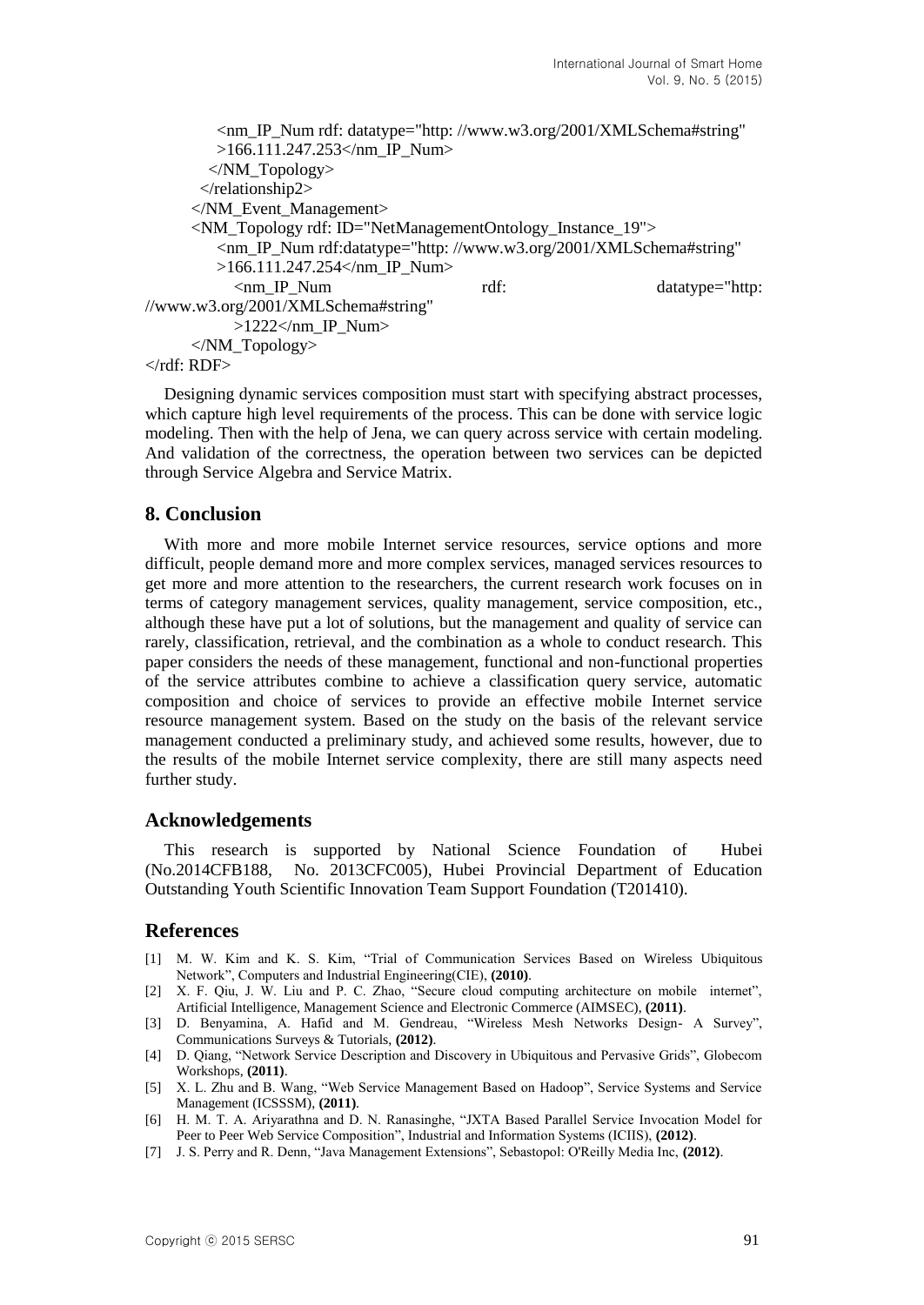```
            <nm_IP_Num rdf: datatype="http: //www.w3.org/2001/XMLSchema#string"
            >166.111.247.253</nm_IP_Num>
          </NM_Topology>
        </relationship2>
      </NM_Event_Management>
      <NM_Topology rdf: ID="NetManagementOntology_Instance_19">
          <nm_IP_Num rdf:datatype="http: //www.w3.org/2001/XMLSchema#string"
          >166.111.247.254</nm_IP_Num>
            <nm_IP_Num                    rdf:                    datatype="http:
//www.w3.org/2001/XMLSchema#string"
            >1222</nm_IP_Num>
      </NM_Topology>
</rdf: RDF>
```

Designing dynamic services composition must start with specifying abstract processes, which capture high level requirements of the process. This can be done with service logic modeling. Then with the help of Jena, we can query across service with certain modeling. And validation of the correctness, the operation between two services can be depicted through Service Algebra and Service Matrix.

## 8. Conclusion

With more and more mobile Internet service resources, service options and more difficult, people demand more and more complex services, managed services resources to get more and more attention to the researchers, the current research work focuses on in terms of category management services, quality management, service composition, etc., although these have put a lot of solutions, but the management and quality of service can rarely, classification, retrieval, and the combination as a whole to conduct research. This paper considers the needs of these management, functional and non-functional properties of the service attributes combine to achieve a classification query service, automatic composition and choice of services to provide an effective mobile Internet service resource management system. Based on the study on the basis of the relevant service management conducted a preliminary study, and achieved some results, however, due to the results of the mobile Internet service complexity, there are still many aspects need further study.

## Acknowledgements

This research is supported by National Science Foundation of Hubei (No.2014CFB188, No. 2013CFC005), Hubei Provincial Department of Education Outstanding Youth Scientific Innovation Team Support Foundation (T201410).

## References

[1] M. W. Kim and K. S. Kim, "Trial of Communication Services Based on Wireless Ubiquitous Network", Computers and Industrial Engineering(CIE), **(2010)**.

[2] X. F. Qiu, J. W. Liu and P. C. Zhao, "Secure cloud computing architecture on mobile internet", Artificial Intelligence, Management Science and Electronic Commerce (AIMSEC), **(2011)**.

[3] D. Benyamina, A. Hafid and M. Gendreau, "Wireless Mesh Networks Design- A Survey", Communications Surveys & Tutorials, **(2012)**.

[4] D. Qiang, "Network Service Description and Discovery in Ubiquitous and Pervasive Grids", Globecom Workshops, **(2011)**.

[5] X. L. Zhu and B. Wang, "Web Service Management Based on Hadoop", Service Systems and Service Management (ICSSSM), **(2011)**.

[6] H. M. T. A. Ariyarathna and D. N. Ranasinghe, "JXTA Based Parallel Service Invocation Model for Peer to Peer Web Service Composition", Industrial and Information Systems (ICIIS), **(2012)**.

[7] J. S. Perry and R. Denn, "Java Management Extensions", Sebastopol: O'Reilly Media Inc, **(2012)**.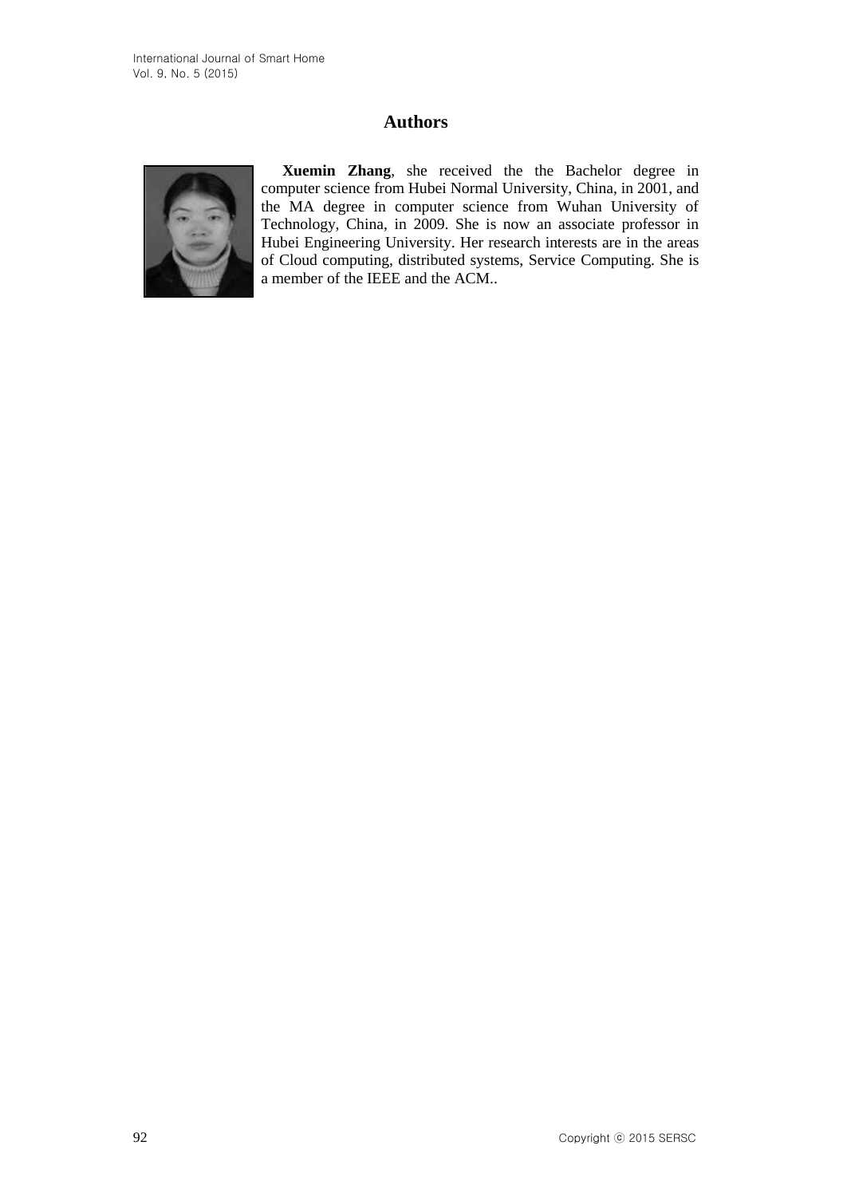## Authors

**Xuemin Zhang**, she received the the Bachelor degree in computer science from Hubei Normal University, China, in 2001, and the MA degree in computer science from Wuhan University of Technology, China, in 2009. She is now an associate professor in Hubei Engineering University. Her research interests are in the areas of Cloud computing, distributed systems, Service Computing. She is a member of the IEEE and the ACM..